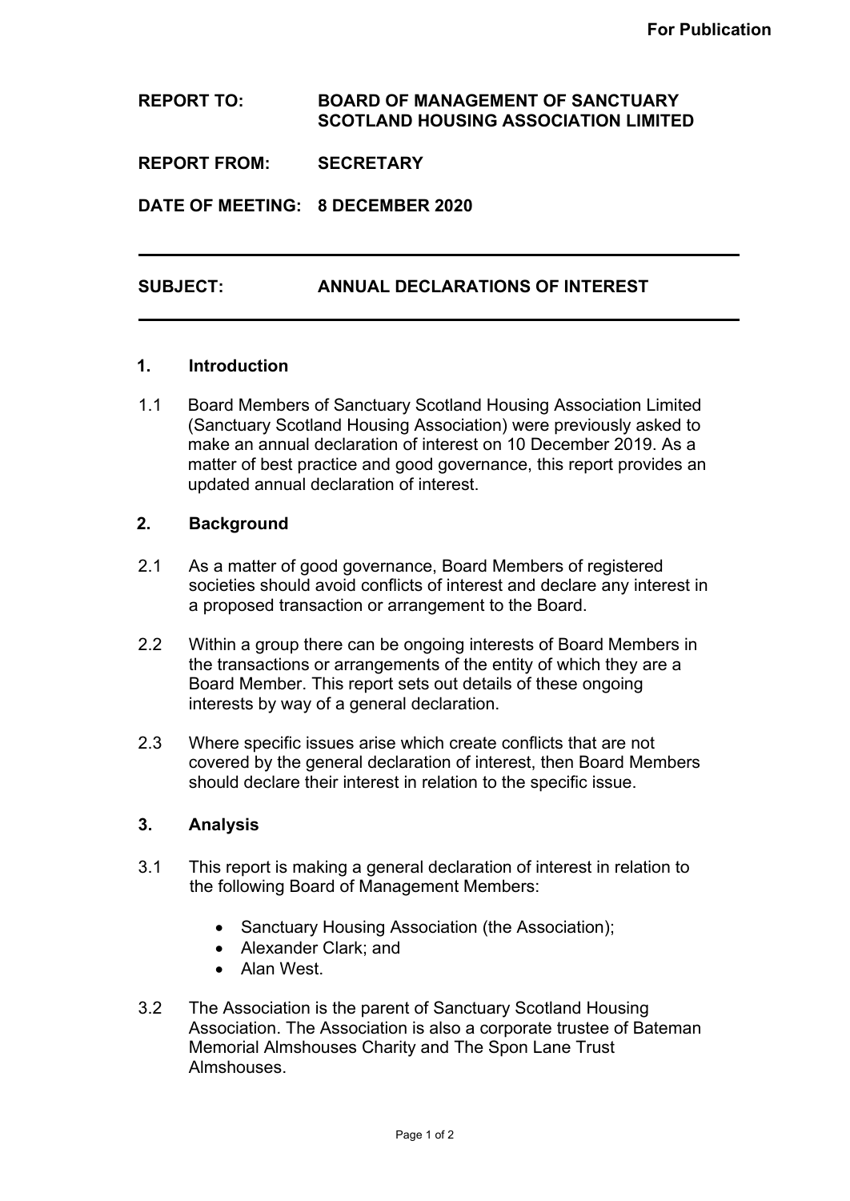**For Publication**

**REPORT TO:** **BOARD OF MANAGEMENT OF SANCTUARY SCOTLAND HOUSING ASSOCIATION LIMITED**

**REPORT FROM:** **SECRETARY**

**DATE OF MEETING:** **8 DECEMBER 2020**

---

**SUBJECT:** **ANNUAL DECLARATIONS OF INTEREST**

---

## 1. Introduction

1.1 Board Members of Sanctuary Scotland Housing Association Limited (Sanctuary Scotland Housing Association) were previously asked to make an annual declaration of interest on 10 December 2019. As a matter of best practice and good governance, this report provides an updated annual declaration of interest.

## 2. Background

2.1 As a matter of good governance, Board Members of registered societies should avoid conflicts of interest and declare any interest in a proposed transaction or arrangement to the Board.

2.2 Within a group there can be ongoing interests of Board Members in the transactions or arrangements of the entity of which they are a Board Member. This report sets out details of these ongoing interests by way of a general declaration.

2.3 Where specific issues arise which create conflicts that are not covered by the general declaration of interest, then Board Members should declare their interest in relation to the specific issue.

## 3. Analysis

3.1 This report is making a general declaration of interest in relation to the following Board of Management Members:

- Sanctuary Housing Association (the Association);
- Alexander Clark; and
- Alan West.

3.2 The Association is the parent of Sanctuary Scotland Housing Association. The Association is also a corporate trustee of Bateman Memorial Almshouses Charity and The Spon Lane Trust Almshouses.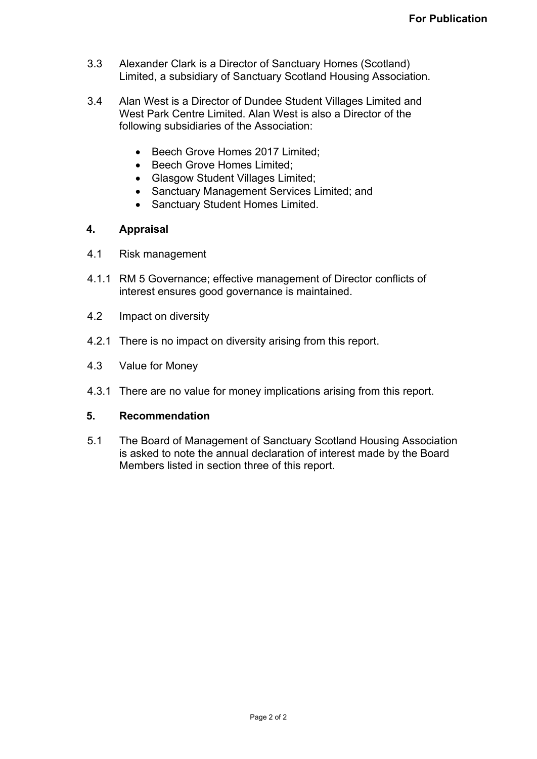**For Publication**

3.3 Alexander Clark is a Director of Sanctuary Homes (Scotland) Limited, a subsidiary of Sanctuary Scotland Housing Association.

3.4 Alan West is a Director of Dundee Student Villages Limited and West Park Centre Limited. Alan West is also a Director of the following subsidiaries of the Association:

- Beech Grove Homes 2017 Limited;
- Beech Grove Homes Limited;
- Glasgow Student Villages Limited;
- Sanctuary Management Services Limited; and
- Sanctuary Student Homes Limited.

## 4. Appraisal

4.1 Risk management

4.1.1 RM 5 Governance; effective management of Director conflicts of interest ensures good governance is maintained.

4.2 Impact on diversity

4.2.1 There is no impact on diversity arising from this report.

4.3 Value for Money

4.3.1 There are no value for money implications arising from this report.

## 5. Recommendation

5.1 The Board of Management of Sanctuary Scotland Housing Association is asked to note the annual declaration of interest made by the Board Members listed in section three of this report.